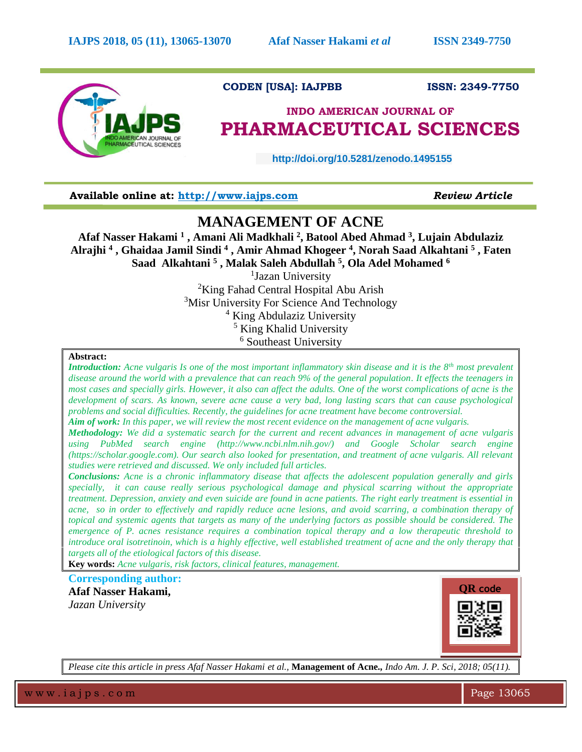CODEN [USA]: IAJPBB ISSN: 2349-7750

## INDO AMERICAN JOURNAL OF PHARMACEUTICAL SCIENCES

http://doi.org/10.5281/zenodo.1495155

**Available online at: http://www.iajps.com** *Review Article*

# MANAGEMENT OF ACNE

**Afaf Nasser Hakami [1], Amani Ali Madkhali [2], Batool Abed Ahmad [3], Lujain Abdulaziz Alrajhi [4], Ghaidaa Jamil Sindi [4], Amir Ahmad Khogeer [4], Norah Saad Alkahtani [5], Faten Saad Alkahtani [5], Malak Saleh Abdullah [5], Ola Adel Mohamed [6]**

[1]Jazan University
[2]King Fahad Central Hospital Abu Arish
[3]Misr University For Science And Technology
[4] King Abdulaziz University
[5] King Khalid University
[6] Southeast University

**Abstract:**

***Introduction:*** *Acne vulgaris Is one of the most important inflammatory skin disease and it is the 8th most prevalent disease around the world with a prevalence that can reach 9% of the general population. It effects the teenagers in most cases and specially girls. However, it also can affect the adults. One of the worst complications of acne is the development of scars. As known, severe acne cause a very bad, long lasting scars that can cause psychological problems and social difficulties. Recently, the guidelines for acne treatment have become controversial.*

***Aim of work:*** *In this paper, we will review the most recent evidence on the management of acne vulgaris.*

***Methodology:*** *We did a systematic search for the current and recent advances in management of acne vulgaris using PubMed search engine (http://www.ncbi.nlm.nih.gov/) and Google Scholar search engine (https://scholar.google.com). Our search also looked for presentation, and treatment of acne vulgaris. All relevant studies were retrieved and discussed. We only included full articles.*

***Conclusions:*** *Acne is a chronic inflammatory disease that affects the adolescent population generally and girls specially, it can cause really serious psychological damage and physical scarring without the appropriate treatment. Depression, anxiety and even suicide are found in acne patients. The right early treatment is essential in acne, so in order to effectively and rapidly reduce acne lesions, and avoid scarring, a combination therapy of topical and systemic agents that targets as many of the underlying factors as possible should be considered. The emergence of P. acnes resistance requires a combination topical therapy and a low therapeutic threshold to introduce oral isotretinoin, which is a highly effective, well established treatment of acne and the only therapy that targets all of the etiological factors of this disease.*

**Key words:** *Acne vulgaris, risk factors, clinical features, management.*

**Corresponding author:**

**Afaf Nasser Hakami,**
*Jazan University*

QR code

*Please cite this article in press Afaf Nasser Hakami et al.,* **Management of Acne.,** *Indo Am. J. P. Sci, 2018; 05(11).*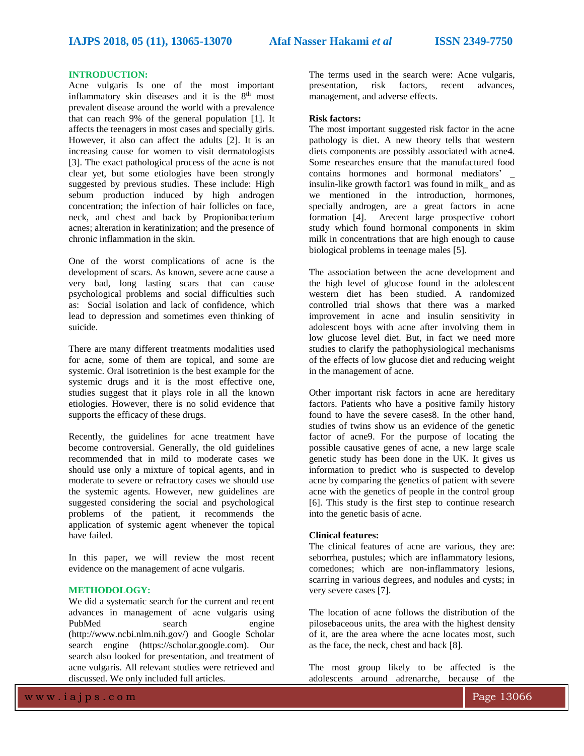## INTRODUCTION:

Acne vulgaris Is one of the most important inflammatory skin diseases and it is the 8th most prevalent disease around the world with a prevalence that can reach 9% of the general population [1]. It affects the teenagers in most cases and specially girls. However, it also can affect the adults [2]. It is an increasing cause for women to visit dermatologists [3]. The exact pathological process of the acne is not clear yet, but some etiologies have been strongly suggested by previous studies. These include: High sebum production induced by high androgen concentration; the infection of hair follicles on face, neck, and chest and back by Propionibacterium acnes; alteration in keratinization; and the presence of chronic inflammation in the skin.

One of the worst complications of acne is the development of scars. As known, severe acne cause a very bad, long lasting scars that can cause psychological problems and social difficulties such as: Social isolation and lack of confidence, which lead to depression and sometimes even thinking of suicide.

There are many different treatments modalities used for acne, some of them are topical, and some are systemic. Oral isotretinion is the best example for the systemic drugs and it is the most effective one, studies suggest that it plays role in all the known etiologies. However, there is no solid evidence that supports the efficacy of these drugs.

Recently, the guidelines for acne treatment have become controversial. Generally, the old guidelines recommended that in mild to moderate cases we should use only a mixture of topical agents, and in moderate to severe or refractory cases we should use the systemic agents. However, new guidelines are suggested considering the social and psychological problems of the patient, it recommends the application of systemic agent whenever the topical have failed.

In this paper, we will review the most recent evidence on the management of acne vulgaris.

## METHODOLOGY:

We did a systematic search for the current and recent advances in management of acne vulgaris using PubMed search engine (http://www.ncbi.nlm.nih.gov/) and Google Scholar search engine (https://scholar.google.com). Our search also looked for presentation, and treatment of acne vulgaris. All relevant studies were retrieved and discussed. We only included full articles.

The terms used in the search were: Acne vulgaris, presentation, risk factors, recent advances, management, and adverse effects.

**Risk factors:**

The most important suggested risk factor in the acne pathology is diet. A new theory tells that western diets components are possibly associated with acne4. Some researches ensure that the manufactured food contains hormones and hormonal mediators' _ insulin-like growth factor1 was found in milk_ and as we mentioned in the introduction, hormones, specially androgen, are a great factors in acne formation [4]. Arecent large prospective cohort study which found hormonal components in skim milk in concentrations that are high enough to cause biological problems in teenage males [5].

The association between the acne development and the high level of glucose found in the adolescent western diet has been studied. A randomized controlled trial shows that there was a marked improvement in acne and insulin sensitivity in adolescent boys with acne after involving them in low glucose level diet. But, in fact we need more studies to clarify the pathophysiological mechanisms of the effects of low glucose diet and reducing weight in the management of acne.

Other important risk factors in acne are hereditary factors. Patients who have a positive family history found to have the severe cases8. In the other hand, studies of twins show us an evidence of the genetic factor of acne9. For the purpose of locating the possible causative genes of acne, a new large scale genetic study has been done in the UK. It gives us information to predict who is suspected to develop acne by comparing the genetics of patient with severe acne with the genetics of people in the control group [6]. This study is the first step to continue research into the genetic basis of acne.

**Clinical features:**

The clinical features of acne are various, they are: seborrhea, pustules; which are inflammatory lesions, comedones; which are non-inflammatory lesions, scarring in various degrees, and nodules and cysts; in very severe cases [7].

The location of acne follows the distribution of the pilosebaceous units, the area with the highest density of it, are the area where the acne locates most, such as the face, the neck, chest and back [8].

The most group likely to be affected is the adolescents around adrenarche, because of the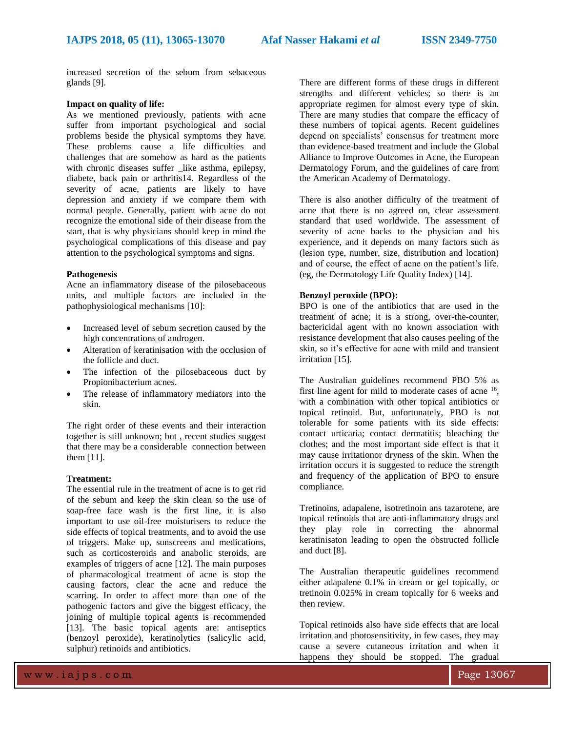increased secretion of the sebum from sebaceous glands [9].

**Impact on quality of life:**
As we mentioned previously, patients with acne suffer from important psychological and social problems beside the physical symptoms they have. These problems cause a life difficulties and challenges that are somehow as hard as the patients with chronic diseases suffer _like asthma, epilepsy, diabete, back pain or arthritis14. Regardless of the severity of acne, patients are likely to have depression and anxiety if we compare them with normal people. Generally, patient with acne do not recognize the emotional side of their disease from the start, that is why physicians should keep in mind the psychological complications of this disease and pay attention to the psychological symptoms and signs.

**Pathogenesis**
Acne an inflammatory disease of the pilosebaceous units, and multiple factors are included in the pathophysiological mechanisms [10]:

- Increased level of sebum secretion caused by the high concentrations of androgen.
- Alteration of keratinisation with the occlusion of the follicle and duct.
- The infection of the pilosebaceous duct by Propionibacterium acnes.
- The release of inflammatory mediators into the skin.

The right order of these events and their interaction together is still unknown; but , recent studies suggest that there may be a considerable connection between them [11].

**Treatment:**
The essential rule in the treatment of acne is to get rid of the sebum and keep the skin clean so the use of soap-free face wash is the first line, it is also important to use oil-free moisturisers to reduce the side effects of topical treatments, and to avoid the use of triggers. Make up, sunscreens and medications, such as corticosteroids and anabolic steroids, are examples of triggers of acne [12]. The main purposes of pharmacological treatment of acne is stop the causing factors, clear the acne and reduce the scarring. In order to affect more than one of the pathogenic factors and give the biggest efficacy, the joining of multiple topical agents is recommended [13]. The basic topical agents are: antiseptics (benzoyl peroxide), keratinolytics (salicylic acid, sulphur) retinoids and antibiotics.

There are different forms of these drugs in different strengths and different vehicles; so there is an appropriate regimen for almost every type of skin. There are many studies that compare the efficacy of these numbers of topical agents. Recent guidelines depend on specialists' consensus for treatment more than evidence-based treatment and include the Global Alliance to Improve Outcomes in Acne, the European Dermatology Forum, and the guidelines of care from the American Academy of Dermatology.

There is also another difficulty of the treatment of acne that there is no agreed on, clear assessment standard that used worldwide. The assessment of severity of acne backs to the physician and his experience, and it depends on many factors such as (lesion type, number, size, distribution and location) and of course, the effect of acne on the patient's life. (eg, the Dermatology Life Quality Index) [14].

**Benzoyl peroxide (BPO):**
BPO is one of the antibiotics that are used in the treatment of acne; it is a strong, over-the-counter, bactericidal agent with no known association with resistance development that also causes peeling of the skin, so it's effective for acne with mild and transient irritation [15].

The Australian guidelines recommend PBO 5% as first line agent for mild to moderate cases of acne [16], with a combination with other topical antibiotics or topical retinoid. But, unfortunately, PBO is not tolerable for some patients with its side effects: contact urticaria; contact dermatitis; bleaching the clothes; and the most important side effect is that it may cause irritationor dryness of the skin. When the irritation occurs it is suggested to reduce the strength and frequency of the application of BPO to ensure compliance.

Tretinoins, adapalene, isotretinoin ans tazarotene, are topical retinoids that are anti-inflammatory drugs and they play role in correcting the abnormal keratinisaton leading to open the obstructed follicle and duct [8].

The Australian therapeutic guidelines recommend either adapalene 0.1% in cream or gel topically, or tretinoin 0.025% in cream topically for 6 weeks and then review.

Topical retinoids also have side effects that are local irritation and photosensitivity, in few cases, they may cause a severe cutaneous irritation and when it happens they should be stopped. The gradual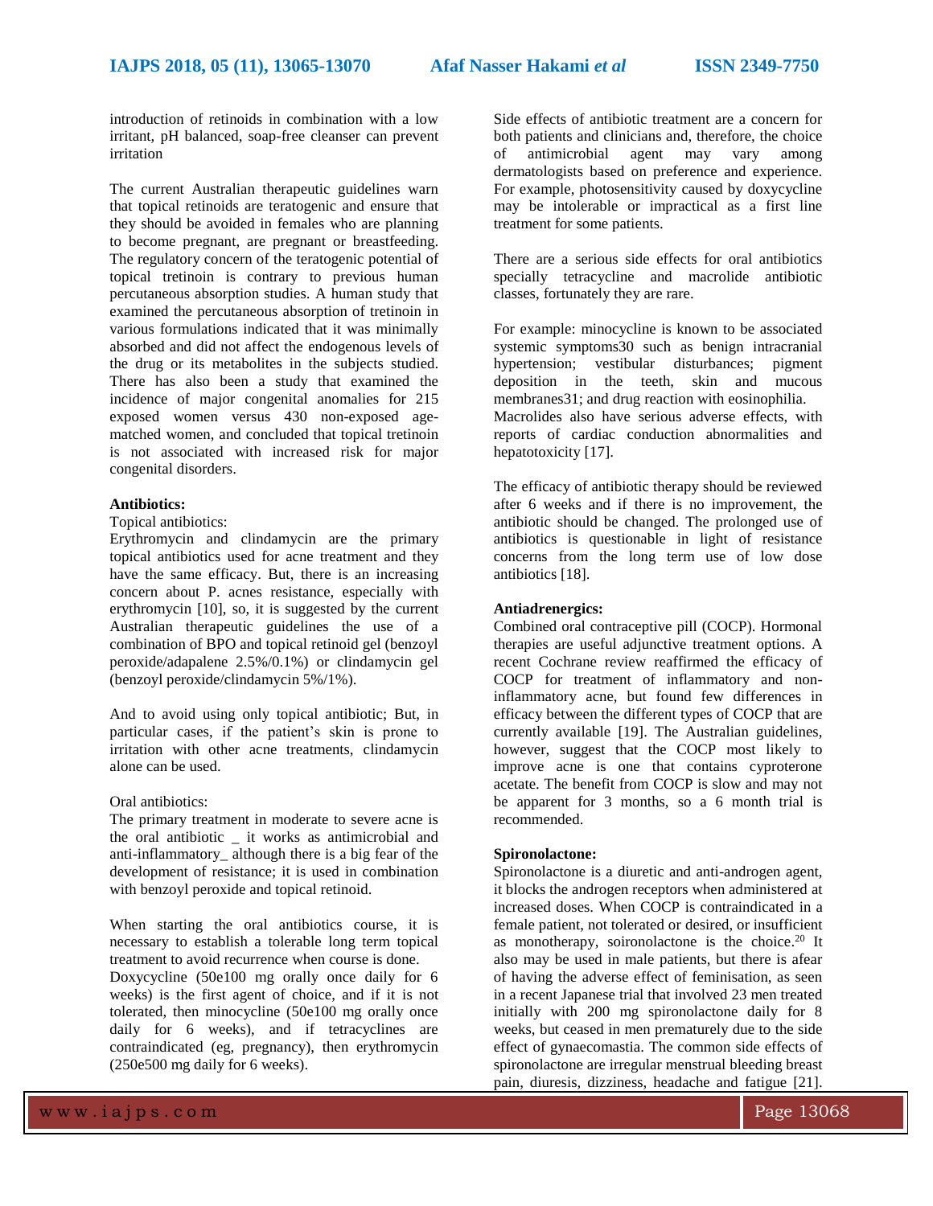introduction of retinoids in combination with a low irritant, pH balanced, soap-free cleanser can prevent irritation

The current Australian therapeutic guidelines warn that topical retinoids are teratogenic and ensure that they should be avoided in females who are planning to become pregnant, are pregnant or breastfeeding. The regulatory concern of the teratogenic potential of topical tretinoin is contrary to previous human percutaneous absorption studies. A human study that examined the percutaneous absorption of tretinoin in various formulations indicated that it was minimally absorbed and did not affect the endogenous levels of the drug or its metabolites in the subjects studied. There has also been a study that examined the incidence of major congenital anomalies for 215 exposed women versus 430 non-exposed age-matched women, and concluded that topical tretinoin is not associated with increased risk for major congenital disorders.

**Antibiotics:**

Topical antibiotics:

Erythromycin and clindamycin are the primary topical antibiotics used for acne treatment and they have the same efficacy. But, there is an increasing concern about P. acnes resistance, especially with erythromycin [10], so, it is suggested by the current Australian therapeutic guidelines the use of a combination of BPO and topical retinoid gel (benzoyl peroxide/adapalene 2.5%/0.1%) or clindamycin gel (benzoyl peroxide/clindamycin 5%/1%).

And to avoid using only topical antibiotic; But, in particular cases, if the patient's skin is prone to irritation with other acne treatments, clindamycin alone can be used.

Oral antibiotics:

The primary treatment in moderate to severe acne is the oral antibiotic _ it works as antimicrobial and anti-inflammatory_ although there is a big fear of the development of resistance; it is used in combination with benzoyl peroxide and topical retinoid.

When starting the oral antibiotics course, it is necessary to establish a tolerable long term topical treatment to avoid recurrence when course is done.
Doxycycline (50e100 mg orally once daily for 6 weeks) is the first agent of choice, and if it is not tolerated, then minocycline (50e100 mg orally once daily for 6 weeks), and if tetracyclines are contraindicated (eg, pregnancy), then erythromycin (250e500 mg daily for 6 weeks).

Side effects of antibiotic treatment are a concern for both patients and clinicians and, therefore, the choice of antimicrobial agent may vary among dermatologists based on preference and experience. For example, photosensitivity caused by doxycycline may be intolerable or impractical as a first line treatment for some patients.

There are a serious side effects for oral antibiotics specially tetracycline and macrolide antibiotic classes, fortunately they are rare.

For example: minocycline is known to be associated systemic symptoms30 such as benign intracranial hypertension; vestibular disturbances; pigment deposition in the teeth, skin and mucous membranes31; and drug reaction with eosinophilia.
Macrolides also have serious adverse effects, with reports of cardiac conduction abnormalities and hepatotoxicity [17].

The efficacy of antibiotic therapy should be reviewed after 6 weeks and if there is no improvement, the antibiotic should be changed. The prolonged use of antibiotics is questionable in light of resistance concerns from the long term use of low dose antibiotics [18].

**Antiadrenergics:**

Combined oral contraceptive pill (COCP). Hormonal therapies are useful adjunctive treatment options. A recent Cochrane review reaffirmed the efficacy of COCP for treatment of inflammatory and non-inflammatory acne, but found few differences in efficacy between the different types of COCP that are currently available [19]. The Australian guidelines, however, suggest that the COCP most likely to improve acne is one that contains cyproterone acetate. The benefit from COCP is slow and may not be apparent for 3 months, so a 6 month trial is recommended.

**Spironolactone:**

Spironolactone is a diuretic and anti-androgen agent, it blocks the androgen receptors when administered at increased doses. When COCP is contraindicated in a female patient, not tolerated or desired, or insufficient as monotherapy, soironolactone is the choice.[20] It also may be used in male patients, but there is afear of having the adverse effect of feminisation, as seen in a recent Japanese trial that involved 23 men treated initially with 200 mg spironolactone daily for 8 weeks, but ceased in men prematurely due to the side effect of gynaecomastia. The common side effects of spironolactone are irregular menstrual bleeding breast pain, diuresis, dizziness, headache and fatigue [21].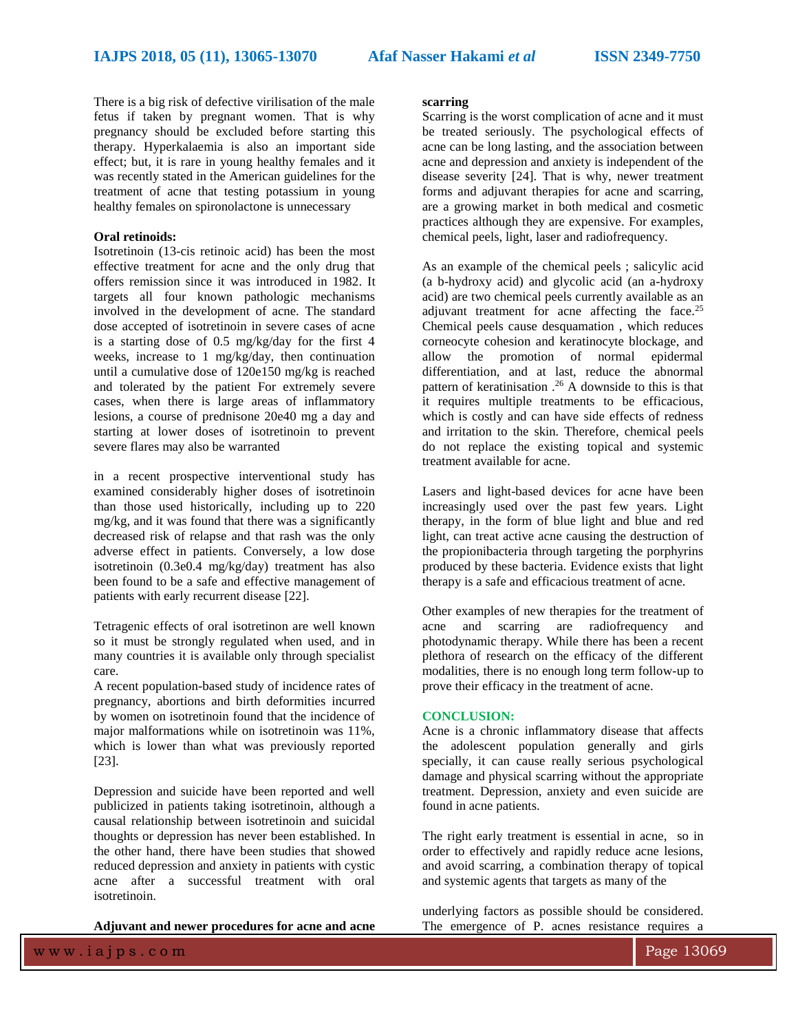There is a big risk of defective virilisation of the male fetus if taken by pregnant women. That is why pregnancy should be excluded before starting this therapy. Hyperkalaemia is also an important side effect; but, it is rare in young healthy females and it was recently stated in the American guidelines for the treatment of acne that testing potassium in young healthy females on spironolactone is unnecessary

**Oral retinoids:**

Isotretinoin (13-cis retinoic acid) has been the most effective treatment for acne and the only drug that offers remission since it was introduced in 1982. It targets all four known pathologic mechanisms involved in the development of acne. The standard dose accepted of isotretinoin in severe cases of acne is a starting dose of 0.5 mg/kg/day for the first 4 weeks, increase to 1 mg/kg/day, then continuation until a cumulative dose of 120e150 mg/kg is reached and tolerated by the patient For extremely severe cases, when there is large areas of inflammatory lesions, a course of prednisone 20e40 mg a day and starting at lower doses of isotretinoin to prevent severe flares may also be warranted

in a recent prospective interventional study has examined considerably higher doses of isotretinoin than those used historically, including up to 220 mg/kg, and it was found that there was a significantly decreased risk of relapse and that rash was the only adverse effect in patients. Conversely, a low dose isotretinoin (0.3e0.4 mg/kg/day) treatment has also been found to be a safe and effective management of patients with early recurrent disease [22].

Tetragenic effects of oral isotretinon are well known so it must be strongly regulated when used, and in many countries it is available only through specialist care.

A recent population-based study of incidence rates of pregnancy, abortions and birth deformities incurred by women on isotretinoin found that the incidence of major malformations while on isotretinoin was 11%, which is lower than what was previously reported [23].

Depression and suicide have been reported and well publicized in patients taking isotretinoin, although a causal relationship between isotretinoin and suicidal thoughts or depression has never been established. In the other hand, there have been studies that showed reduced depression and anxiety in patients with cystic acne after a successful treatment with oral isotretinoin.

**Adjuvant and newer procedures for acne and acne scarring**

Scarring is the worst complication of acne and it must be treated seriously. The psychological effects of acne can be long lasting, and the association between acne and depression and anxiety is independent of the disease severity [24]. That is why, newer treatment forms and adjuvant therapies for acne and scarring, are a growing market in both medical and cosmetic practices although they are expensive. For examples, chemical peels, light, laser and radiofrequency.

As an example of the chemical peels ; salicylic acid (a b-hydroxy acid) and glycolic acid (an a-hydroxy acid) are two chemical peels currently available as an adjuvant treatment for acne affecting the face.[25] Chemical peels cause desquamation , which reduces corneocyte cohesion and keratinocyte blockage, and allow the promotion of normal epidermal differentiation, and at last, reduce the abnormal pattern of keratinisation .[26] A downside to this is that it requires multiple treatments to be efficacious, which is costly and can have side effects of redness and irritation to the skin. Therefore, chemical peels do not replace the existing topical and systemic treatment available for acne.

Lasers and light-based devices for acne have been increasingly used over the past few years. Light therapy, in the form of blue light and blue and red light, can treat active acne causing the destruction of the propionibacteria through targeting the porphyrins produced by these bacteria. Evidence exists that light therapy is a safe and efficacious treatment of acne.

Other examples of new therapies for the treatment of acne and scarring are radiofrequency and photodynamic therapy. While there has been a recent plethora of research on the efficacy of the different modalities, there is no enough long term follow-up to prove their efficacy in the treatment of acne.

## CONCLUSION:

Acne is a chronic inflammatory disease that affects the adolescent population generally and girls specially, it can cause really serious psychological damage and physical scarring without the appropriate treatment. Depression, anxiety and even suicide are found in acne patients.

The right early treatment is essential in acne, so in order to effectively and rapidly reduce acne lesions, and avoid scarring, a combination therapy of topical and systemic agents that targets as many of the underlying factors as possible should be considered. The emergence of P. acnes resistance requires a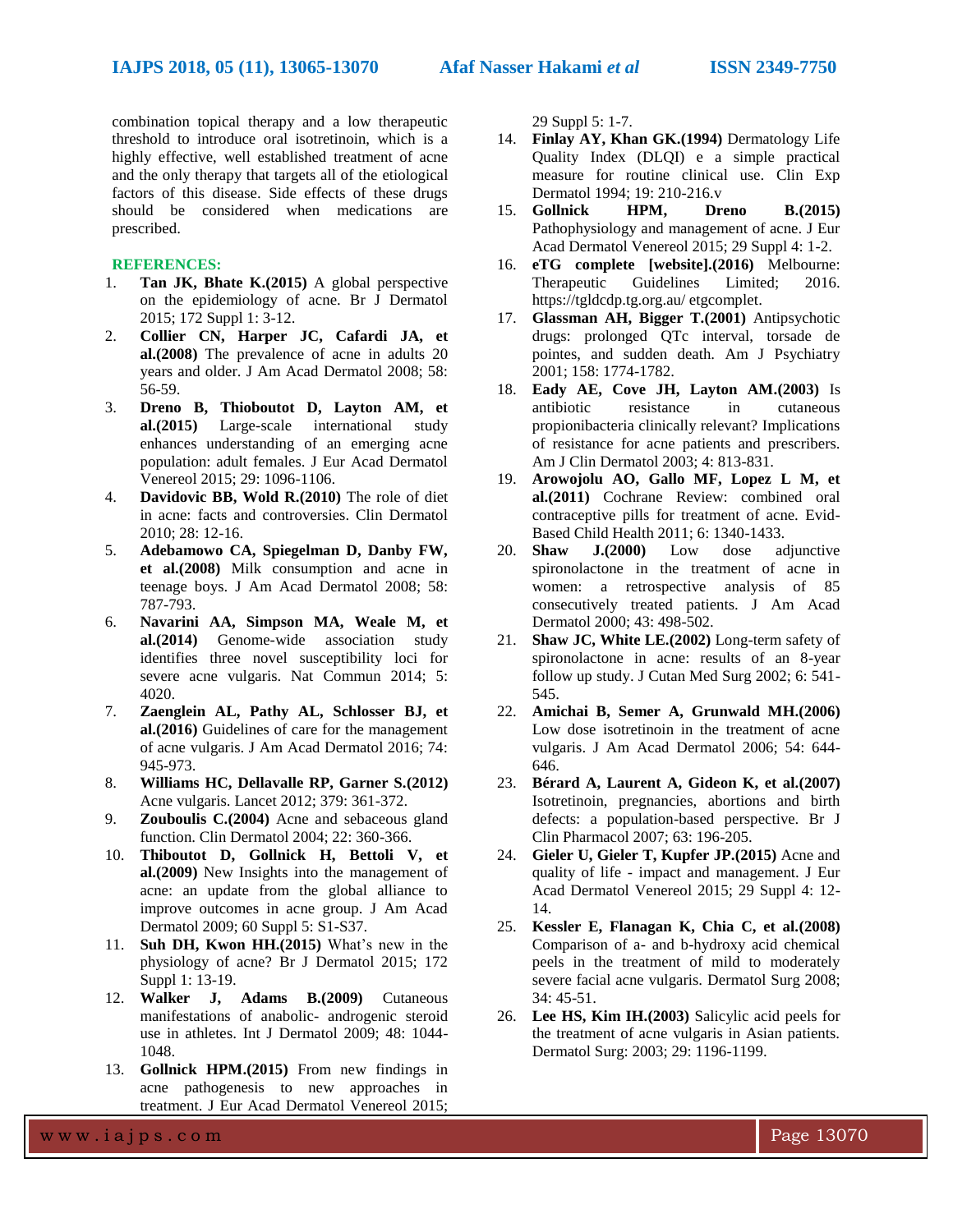combination topical therapy and a low therapeutic threshold to introduce oral isotretinoin, which is a highly effective, well established treatment of acne and the only therapy that targets all of the etiological factors of this disease. Side effects of these drugs should be considered when medications are prescribed.

**REFERENCES:**

1. **Tan JK, Bhate K.(2015)** A global perspective on the epidemiology of acne. Br J Dermatol 2015; 172 Suppl 1: 3-12.
2. **Collier CN, Harper JC, Cafardi JA, et al.(2008)** The prevalence of acne in adults 20 years and older. J Am Acad Dermatol 2008; 58: 56-59.
3. **Dreno B, Thioboutot D, Layton AM, et al.(2015)** Large-scale international study enhances understanding of an emerging acne population: adult females. J Eur Acad Dermatol Venereol 2015; 29: 1096-1106.
4. **Davidovic BB, Wold R.(2010)** The role of diet in acne: facts and controversies. Clin Dermatol 2010; 28: 12-16.
5. **Adebamowo CA, Spiegelman D, Danby FW, et al.(2008)** Milk consumption and acne in teenage boys. J Am Acad Dermatol 2008; 58: 787-793.
6. **Navarini AA, Simpson MA, Weale M, et al.(2014)** Genome-wide association study identifies three novel susceptibility loci for severe acne vulgaris. Nat Commun 2014; 5: 4020.
7. **Zaenglein AL, Pathy AL, Schlosser BJ, et al.(2016)** Guidelines of care for the management of acne vulgaris. J Am Acad Dermatol 2016; 74: 945-973.
8. **Williams HC, Dellavalle RP, Garner S.(2012)** Acne vulgaris. Lancet 2012; 379: 361-372.
9. **Zouboulis C.(2004)** Acne and sebaceous gland function. Clin Dermatol 2004; 22: 360-366.
10. **Thiboutot D, Gollnick H, Bettoli V, et al.(2009)** New Insights into the management of acne: an update from the global alliance to improve outcomes in acne group. J Am Acad Dermatol 2009; 60 Suppl 5: S1-S37.
11. **Suh DH, Kwon HH.(2015)** What's new in the physiology of acne? Br J Dermatol 2015; 172 Suppl 1: 13-19.
12. **Walker J, Adams B.(2009)** Cutaneous manifestations of anabolic- androgenic steroid use in athletes. Int J Dermatol 2009; 48: 1044-1048.
13. **Gollnick HPM.(2015)** From new findings in acne pathogenesis to new approaches in treatment. J Eur Acad Dermatol Venereol 2015; 29 Suppl 5: 1-7.
14. **Finlay AY, Khan GK.(1994)** Dermatology Life Quality Index (DLQI) e a simple practical measure for routine clinical use. Clin Exp Dermatol 1994; 19: 210-216.v
15. **Gollnick HPM, Dreno B.(2015)** Pathophysiology and management of acne. J Eur Acad Dermatol Venereol 2015; 29 Suppl 4: 1-2.
16. **eTG complete [website].(2016)** Melbourne: Therapeutic Guidelines Limited; 2016. https://tgldcdp.tg.org.au/ etgcomplet.
17. **Glassman AH, Bigger T.(2001)** Antipsychotic drugs: prolonged QTc interval, torsade de pointes, and sudden death. Am J Psychiatry 2001; 158: 1774-1782.
18. **Eady AE, Cove JH, Layton AM.(2003)** Is antibiotic resistance in cutaneous propionibacteria clinically relevant? Implications of resistance for acne patients and prescribers. Am J Clin Dermatol 2003; 4: 813-831.
19. **Arowojolu AO, Gallo MF, Lopez L M, et al.(2011)** Cochrane Review: combined oral contraceptive pills for treatment of acne. Evid-Based Child Health 2011; 6: 1340-1433.
20. **Shaw J.(2000)** Low dose adjunctive spironolactone in the treatment of acne in women: a retrospective analysis of 85 consecutively treated patients. J Am Acad Dermatol 2000; 43: 498-502.
21. **Shaw JC, White LE.(2002)** Long-term safety of spironolactone in acne: results of an 8-year follow up study. J Cutan Med Surg 2002; 6: 541-545.
22. **Amichai B, Semer A, Grunwald MH.(2006)** Low dose isotretinoin in the treatment of acne vulgaris. J Am Acad Dermatol 2006; 54: 644-646.
23. **Bérard A, Laurent A, Gideon K, et al.(2007)** Isotretinoin, pregnancies, abortions and birth defects: a population-based perspective. Br J Clin Pharmacol 2007; 63: 196-205.
24. **Gieler U, Gieler T, Kupfer JP.(2015)** Acne and quality of life - impact and management. J Eur Acad Dermatol Venereol 2015; 29 Suppl 4: 12-14.
25. **Kessler E, Flanagan K, Chia C, et al.(2008)** Comparison of a- and b-hydroxy acid chemical peels in the treatment of mild to moderately severe facial acne vulgaris. Dermatol Surg 2008; 34: 45-51.
26. **Lee HS, Kim IH.(2003)** Salicylic acid peels for the treatment of acne vulgaris in Asian patients. Dermatol Surg: 2003; 29: 1196-1199.